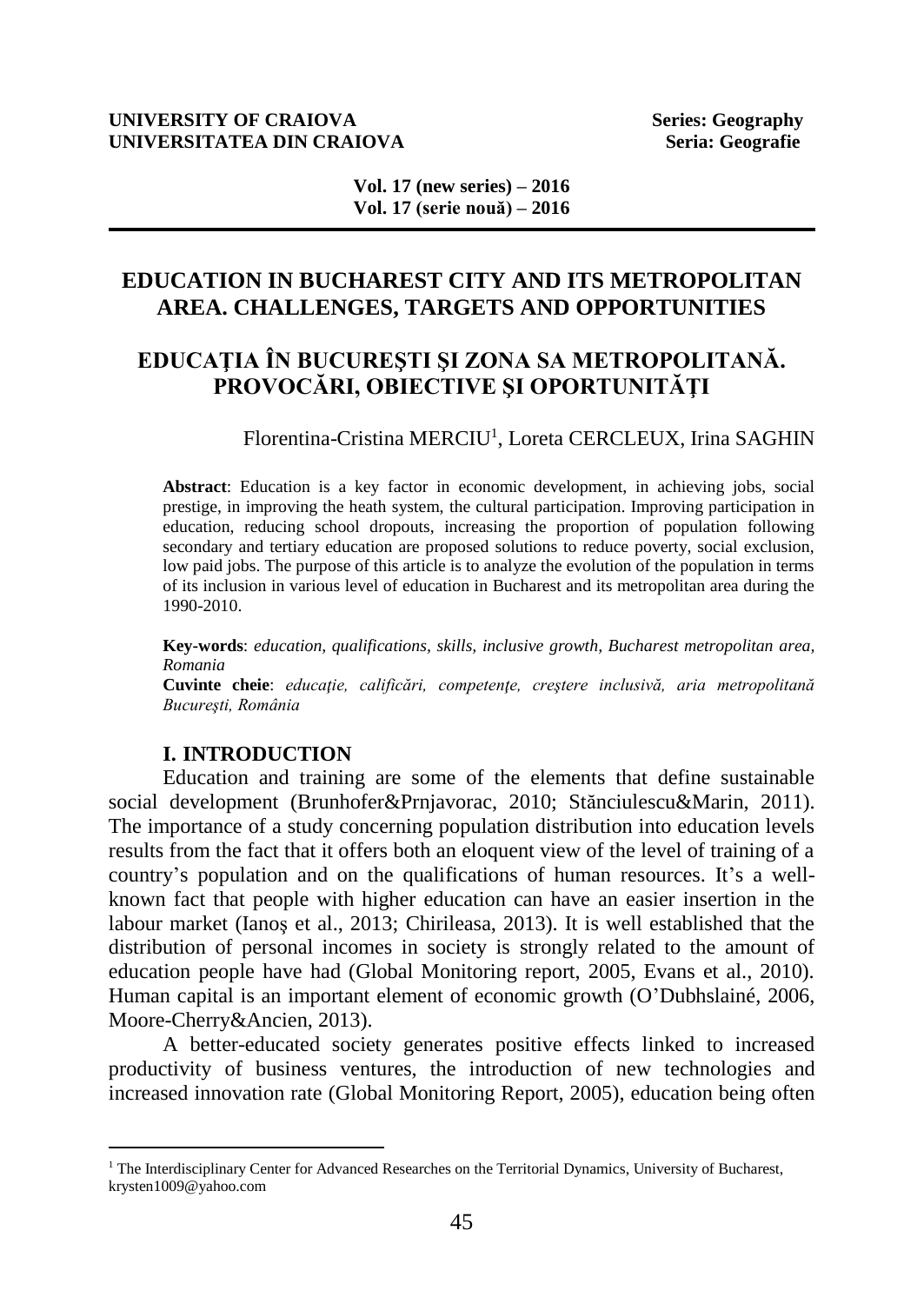# EDUCATION IN BUCHAREST CITY AND ITS METROPOLITAN AREA. CHALLENGES, TARGETS AND OPPORTUNITIES

# EDUCAŢIA ÎN BUCUREŞTI ŞI ZONA SA METROPOLITANĂ. PROVOCĂRI, OBIECTIVE ŞI OPORTUNITĂŢI

Florentina-Cristina MERCIU[1], Loreta CERCLEUX, Irina SAGHIN

**Abstract**: Education is a key factor in economic development, in achieving jobs, social prestige, in improving the heath system, the cultural participation. Improving participation in education, reducing school dropouts, increasing the proportion of population following secondary and tertiary education are proposed solutions to reduce poverty, social exclusion, low paid jobs. The purpose of this article is to analyze the evolution of the population in terms of its inclusion in various level of education in Bucharest and its metropolitan area during the 1990-2010.

**Key-words**: *education, qualifications, skills, inclusive growth, Bucharest metropolitan area, Romania*

**Cuvinte cheie**: *educaţie, calificări, competenţe, creştere inclusivă, aria metropolitană Bucureşti, România*

## I. INTRODUCTION

Education and training are some of the elements that define sustainable social development (Brunhofer&Prnjavorac, 2010; Stănciulescu&Marin, 2011). The importance of a study concerning population distribution into education levels results from the fact that it offers both an eloquent view of the level of training of a country's population and on the qualifications of human resources. It's a well-known fact that people with higher education can have an easier insertion in the labour market (Ianoş et al., 2013; Chirileasa, 2013). It is well established that the distribution of personal incomes in society is strongly related to the amount of education people have had (Global Monitoring report, 2005, Evans et al., 2010). Human capital is an important element of economic growth (O'Dubhslainé, 2006, Moore-Cherry&Ancien, 2013).

A better-educated society generates positive effects linked to increased productivity of business ventures, the introduction of new technologies and increased innovation rate (Global Monitoring Report, 2005), education being often

[1] The Interdisciplinary Center for Advanced Researches on the Territorial Dynamics, University of Bucharest, krysten1009@yahoo.com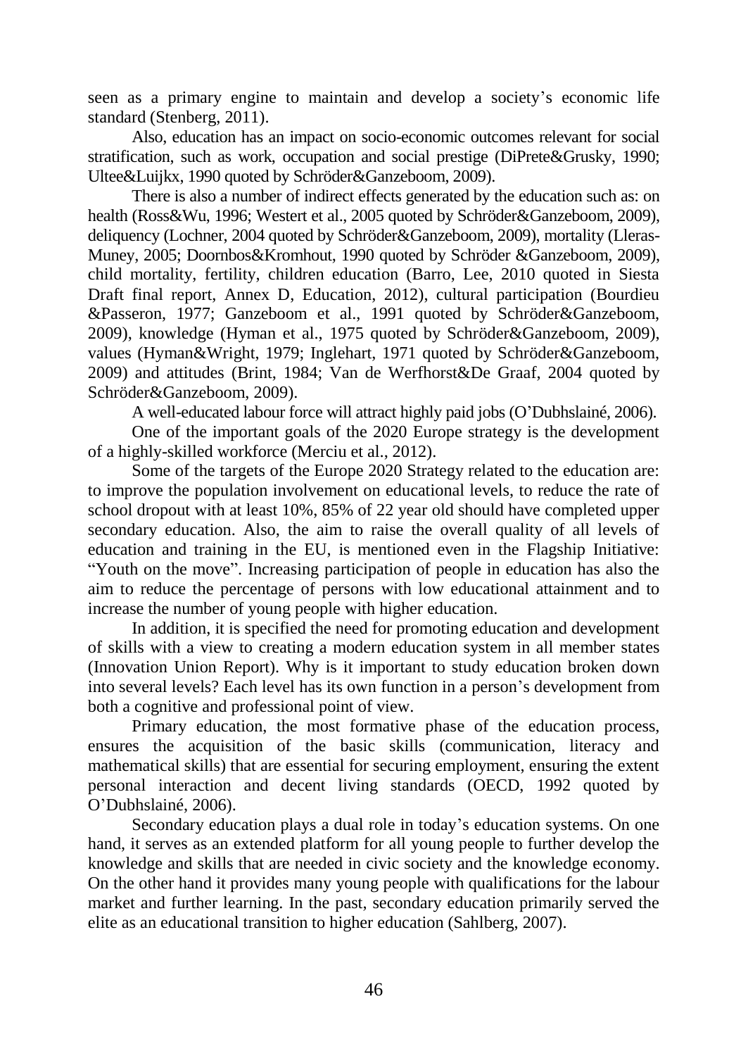seen as a primary engine to maintain and develop a society's economic life standard (Stenberg, 2011).

Also, education has an impact on socio-economic outcomes relevant for social stratification, such as work, occupation and social prestige (DiPrete&Grusky, 1990; Ultee&Luijkx, 1990 quoted by Schröder&Ganzeboom, 2009).

There is also a number of indirect effects generated by the education such as: on health (Ross&Wu, 1996; Westert et al., 2005 quoted by Schröder&Ganzeboom, 2009), deliquency (Lochner, 2004 quoted by Schröder&Ganzeboom, 2009), mortality (Lleras-Muney, 2005; Doornbos&Kromhout, 1990 quoted by Schröder &Ganzeboom, 2009), child mortality, fertility, children education (Barro, Lee, 2010 quoted in Siesta Draft final report, Annex D, Education, 2012), cultural participation (Bourdieu &Passeron, 1977; Ganzeboom et al., 1991 quoted by Schröder&Ganzeboom, 2009), knowledge (Hyman et al., 1975 quoted by Schröder&Ganzeboom, 2009), values (Hyman&Wright, 1979; Inglehart, 1971 quoted by Schröder&Ganzeboom, 2009) and attitudes (Brint, 1984; Van de Werfhorst&De Graaf, 2004 quoted by Schröder&Ganzeboom, 2009).

A well-educated labour force will attract highly paid jobs (O'Dubhslainé, 2006).

One of the important goals of the 2020 Europe strategy is the development of a highly-skilled workforce (Merciu et al., 2012).

Some of the targets of the Europe 2020 Strategy related to the education are: to improve the population involvement on educational levels, to reduce the rate of school dropout with at least 10%, 85% of 22 year old should have completed upper secondary education. Also, the aim to raise the overall quality of all levels of education and training in the EU, is mentioned even in the Flagship Initiative: "Youth on the move". Increasing participation of people in education has also the aim to reduce the percentage of persons with low educational attainment and to increase the number of young people with higher education.

In addition, it is specified the need for promoting education and development of skills with a view to creating a modern education system in all member states (Innovation Union Report). Why is it important to study education broken down into several levels? Each level has its own function in a person's development from both a cognitive and professional point of view.

Primary education, the most formative phase of the education process, ensures the acquisition of the basic skills (communication, literacy and mathematical skills) that are essential for securing employment, ensuring the extent personal interaction and decent living standards (OECD, 1992 quoted by O'Dubhslainé, 2006).

Secondary education plays a dual role in today's education systems. On one hand, it serves as an extended platform for all young people to further develop the knowledge and skills that are needed in civic society and the knowledge economy. On the other hand it provides many young people with qualifications for the labour market and further learning. In the past, secondary education primarily served the elite as an educational transition to higher education (Sahlberg, 2007).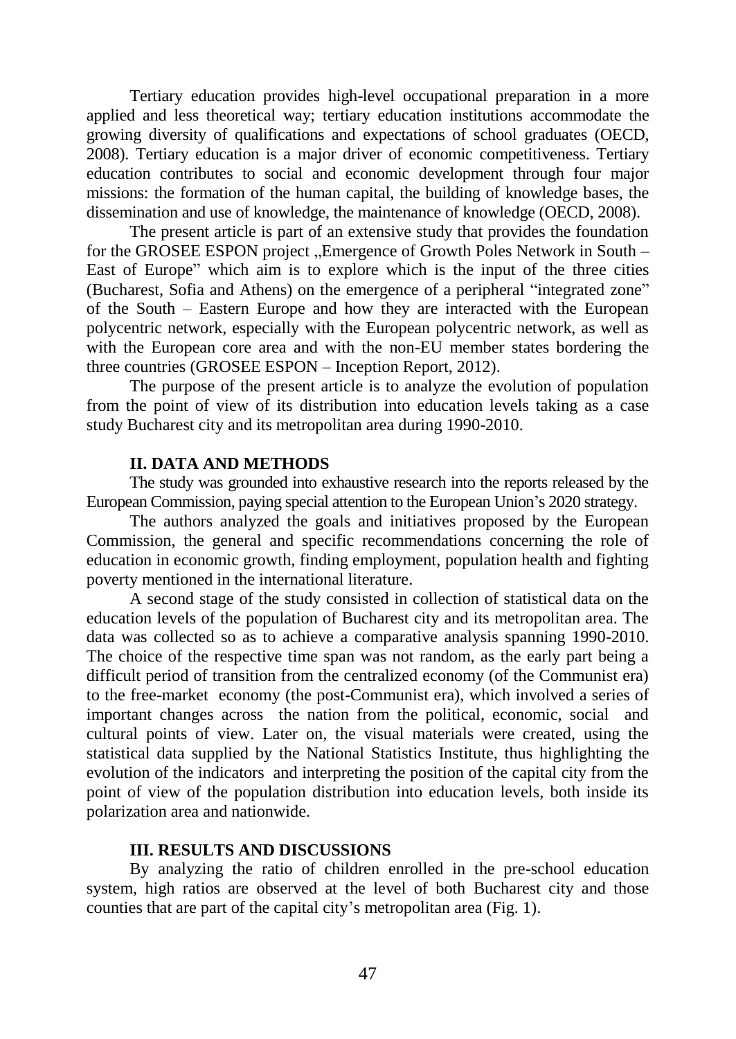Tertiary education provides high-level occupational preparation in a more applied and less theoretical way; tertiary education institutions accommodate the growing diversity of qualifications and expectations of school graduates (OECD, 2008). Tertiary education is a major driver of economic competitiveness. Tertiary education contributes to social and economic development through four major missions: the formation of the human capital, the building of knowledge bases, the dissemination and use of knowledge, the maintenance of knowledge (OECD, 2008).

The present article is part of an extensive study that provides the foundation for the GROSEE ESPON project „Emergence of Growth Poles Network in South – East of Europe" which aim is to explore which is the input of the three cities (Bucharest, Sofia and Athens) on the emergence of a peripheral "integrated zone" of the South – Eastern Europe and how they are interacted with the European polycentric network, especially with the European polycentric network, as well as with the European core area and with the non-EU member states bordering the three countries (GROSEE ESPON – Inception Report, 2012).

The purpose of the present article is to analyze the evolution of population from the point of view of its distribution into education levels taking as a case study Bucharest city and its metropolitan area during 1990-2010.

## II. DATA AND METHODS

The study was grounded into exhaustive research into the reports released by the European Commission, paying special attention to the European Union's 2020 strategy.

The authors analyzed the goals and initiatives proposed by the European Commission, the general and specific recommendations concerning the role of education in economic growth, finding employment, population health and fighting poverty mentioned in the international literature.

A second stage of the study consisted in collection of statistical data on the education levels of the population of Bucharest city and its metropolitan area. The data was collected so as to achieve a comparative analysis spanning 1990-2010. The choice of the respective time span was not random, as the early part being a difficult period of transition from the centralized economy (of the Communist era) to the free-market economy (the post-Communist era), which involved a series of important changes across the nation from the political, economic, social and cultural points of view. Later on, the visual materials were created, using the statistical data supplied by the National Statistics Institute, thus highlighting the evolution of the indicators and interpreting the position of the capital city from the point of view of the population distribution into education levels, both inside its polarization area and nationwide.

## III. RESULTS AND DISCUSSIONS

By analyzing the ratio of children enrolled in the pre-school education system, high ratios are observed at the level of both Bucharest city and those counties that are part of the capital city's metropolitan area (Fig. 1).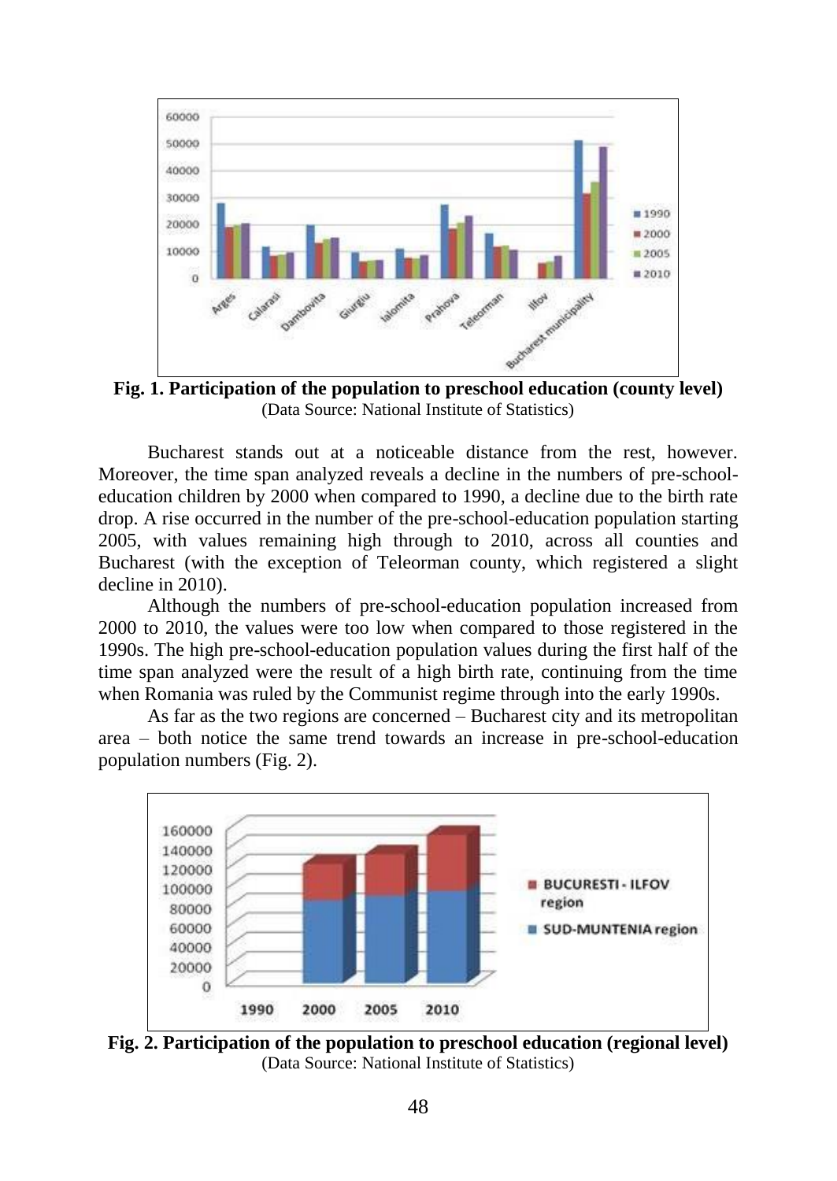**Fig. 1. Participation of the population to preschool education (county level)**
(Data Source: National Institute of Statistics)

Bucharest stands out at a noticeable distance from the rest, however. Moreover, the time span analyzed reveals a decline in the numbers of pre-school-education children by 2000 when compared to 1990, a decline due to the birth rate drop. A rise occurred in the number of the pre-school-education population starting 2005, with values remaining high through to 2010, across all counties and Bucharest (with the exception of Teleorman county, which registered a slight decline in 2010).

Although the numbers of pre-school-education population increased from 2000 to 2010, the values were too low when compared to those registered in the 1990s. The high pre-school-education population values during the first half of the time span analyzed were the result of a high birth rate, continuing from the time when Romania was ruled by the Communist regime through into the early 1990s.

As far as the two regions are concerned – Bucharest city and its metropolitan area – both notice the same trend towards an increase in pre-school-education population numbers (Fig. 2).

**Fig. 2. Participation of the population to preschool education (regional level)**
(Data Source: National Institute of Statistics)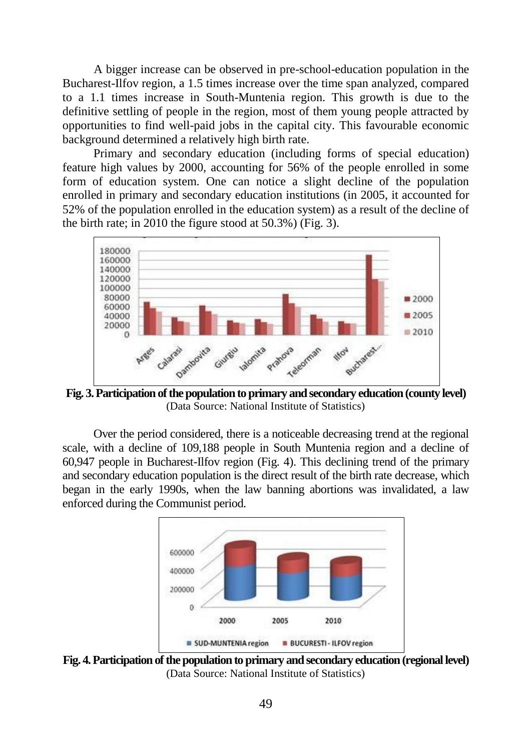A bigger increase can be observed in pre-school-education population in the Bucharest-Ilfov region, a 1.5 times increase over the time span analyzed, compared to a 1.1 times increase in South-Muntenia region. This growth is due to the definitive settling of people in the region, most of them young people attracted by opportunities to find well-paid jobs in the capital city. This favourable economic background determined a relatively high birth rate.

Primary and secondary education (including forms of special education) feature high values by 2000, accounting for 56% of the people enrolled in some form of education system. One can notice a slight decline of the population enrolled in primary and secondary education institutions (in 2005, it accounted for 52% of the population enrolled in the education system) as a result of the decline of the birth rate; in 2010 the figure stood at 50.3%) (Fig. 3).

**Fig. 3. Participation of the population to primary and secondary education (county level)**
(Data Source: National Institute of Statistics)

Over the period considered, there is a noticeable decreasing trend at the regional scale, with a decline of 109,188 people in South Muntenia region and a decline of 60,947 people in Bucharest-Ilfov region (Fig. 4). This declining trend of the primary and secondary education population is the direct result of the birth rate decrease, which began in the early 1990s, when the law banning abortions was invalidated, a law enforced during the Communist period.

**Fig. 4. Participation of the population to primary and secondary education (regional level)**
(Data Source: National Institute of Statistics)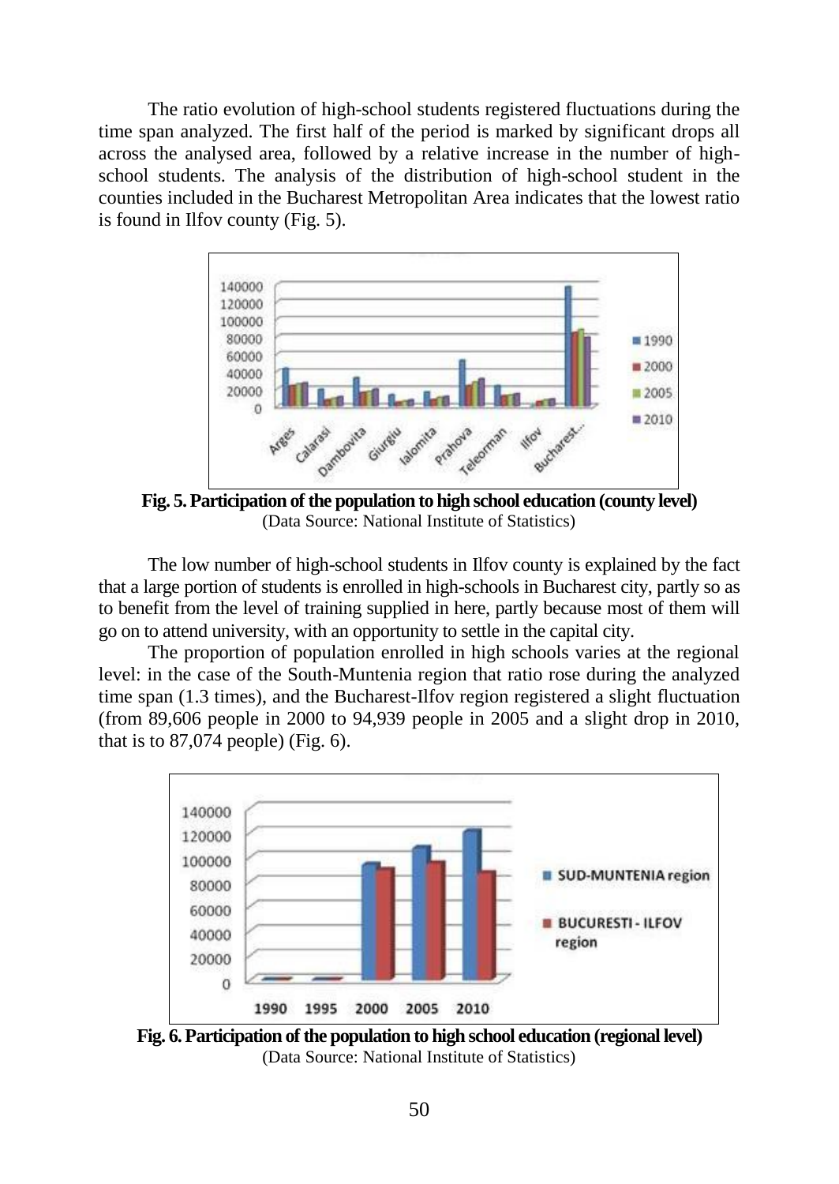The ratio evolution of high-school students registered fluctuations during the time span analyzed. The first half of the period is marked by significant drops all across the analysed area, followed by a relative increase in the number of high-school students. The analysis of the distribution of high-school student in the counties included in the Bucharest Metropolitan Area indicates that the lowest ratio is found in Ilfov county (Fig. 5).

**Fig. 5. Participation of the population to high school education (county level)**
(Data Source: National Institute of Statistics)

The low number of high-school students in Ilfov county is explained by the fact that a large portion of students is enrolled in high-schools in Bucharest city, partly so as to benefit from the level of training supplied in here, partly because most of them will go on to attend university, with an opportunity to settle in the capital city.

The proportion of population enrolled in high schools varies at the regional level: in the case of the South-Muntenia region that ratio rose during the analyzed time span (1.3 times), and the Bucharest-Ilfov region registered a slight fluctuation (from 89,606 people in 2000 to 94,939 people in 2005 and a slight drop in 2010, that is to 87,074 people) (Fig. 6).

**Fig. 6. Participation of the population to high school education (regional level)**
(Data Source: National Institute of Statistics)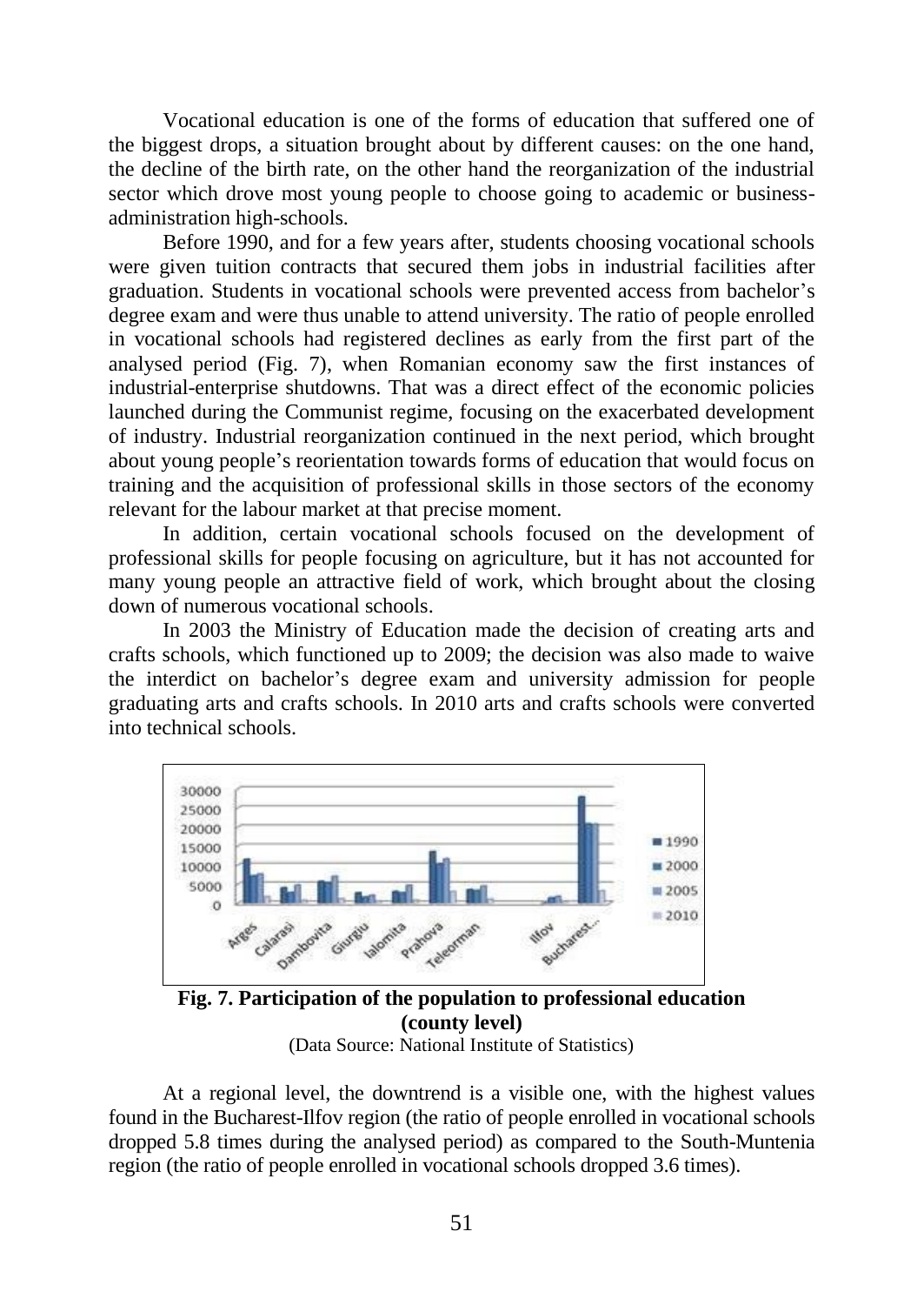Vocational education is one of the forms of education that suffered one of the biggest drops, a situation brought about by different causes: on the one hand, the decline of the birth rate, on the other hand the reorganization of the industrial sector which drove most young people to choose going to academic or business-administration high-schools.

Before 1990, and for a few years after, students choosing vocational schools were given tuition contracts that secured them jobs in industrial facilities after graduation. Students in vocational schools were prevented access from bachelor's degree exam and were thus unable to attend university. The ratio of people enrolled in vocational schools had registered declines as early from the first part of the analysed period (Fig. 7), when Romanian economy saw the first instances of industrial-enterprise shutdowns. That was a direct effect of the economic policies launched during the Communist regime, focusing on the exacerbated development of industry. Industrial reorganization continued in the next period, which brought about young people's reorientation towards forms of education that would focus on training and the acquisition of professional skills in those sectors of the economy relevant for the labour market at that precise moment.

In addition, certain vocational schools focused on the development of professional skills for people focusing on agriculture, but it has not accounted for many young people an attractive field of work, which brought about the closing down of numerous vocational schools.

In 2003 the Ministry of Education made the decision of creating arts and crafts schools, which functioned up to 2009; the decision was also made to waive the interdict on bachelor's degree exam and university admission for people graduating arts and crafts schools. In 2010 arts and crafts schools were converted into technical schools.

**Fig. 7. Participation of the population to professional education (county level)**

(Data Source: National Institute of Statistics)

At a regional level, the downtrend is a visible one, with the highest values found in the Bucharest-Ilfov region (the ratio of people enrolled in vocational schools dropped 5.8 times during the analysed period) as compared to the South-Muntenia region (the ratio of people enrolled in vocational schools dropped 3.6 times).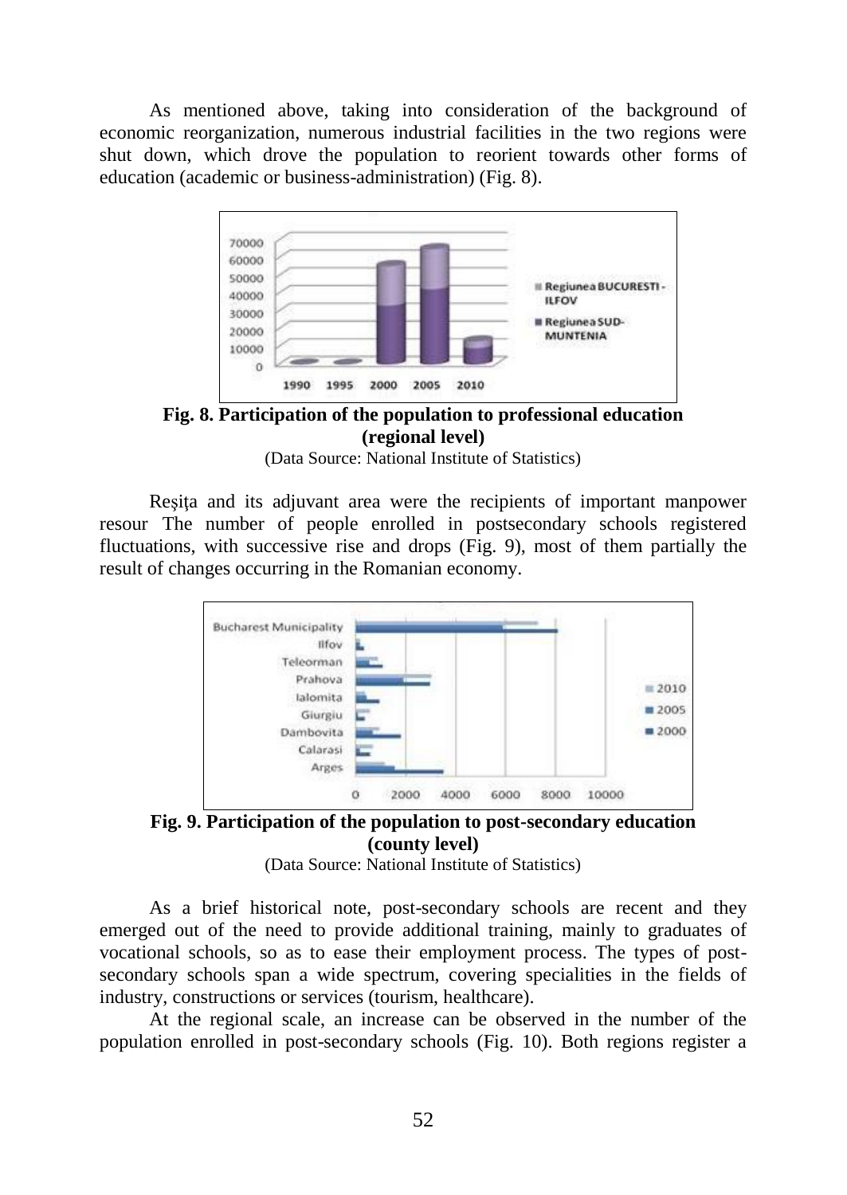As mentioned above, taking into consideration of the background of economic reorganization, numerous industrial facilities in the two regions were shut down, which drove the population to reorient towards other forms of education (academic or business-administration) (Fig. 8).

**Fig. 8. Participation of the population to professional education (regional level)**

(Data Source: National Institute of Statistics)

Reşiţa and its adjuvant area were the recipients of important manpower resour The number of people enrolled in postsecondary schools registered fluctuations, with successive rise and drops (Fig. 9), most of them partially the result of changes occurring in the Romanian economy.

**Fig. 9. Participation of the population to post-secondary education (county level)**

(Data Source: National Institute of Statistics)

As a brief historical note, post-secondary schools are recent and they emerged out of the need to provide additional training, mainly to graduates of vocational schools, so as to ease their employment process. The types of post-secondary schools span a wide spectrum, covering specialities in the fields of industry, constructions or services (tourism, healthcare).

At the regional scale, an increase can be observed in the number of the population enrolled in post-secondary schools (Fig. 10). Both regions register a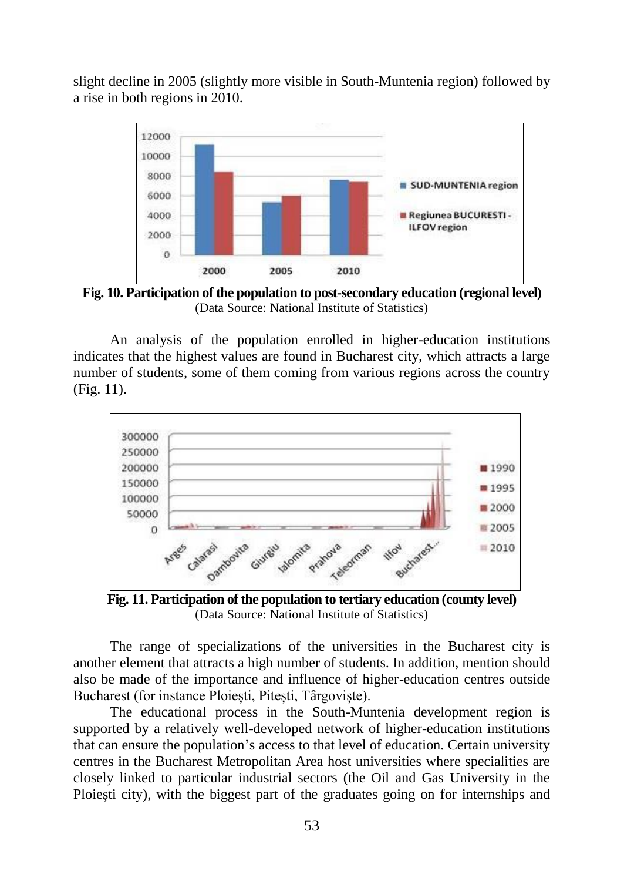slight decline in 2005 (slightly more visible in South-Muntenia region) followed by a rise in both regions in 2010.

**Fig. 10. Participation of the population to post-secondary education (regional level)**
(Data Source: National Institute of Statistics)

An analysis of the population enrolled in higher-education institutions indicates that the highest values are found in Bucharest city, which attracts a large number of students, some of them coming from various regions across the country (Fig. 11).

**Fig. 11. Participation of the population to tertiary education (county level)**
(Data Source: National Institute of Statistics)

The range of specializations of the universities in the Bucharest city is another element that attracts a high number of students. In addition, mention should also be made of the importance and influence of higher-education centres outside Bucharest (for instance Ploiești, Pitești, Târgoviște).

The educational process in the South-Muntenia development region is supported by a relatively well-developed network of higher-education institutions that can ensure the population's access to that level of education. Certain university centres in the Bucharest Metropolitan Area host universities where specialities are closely linked to particular industrial sectors (the Oil and Gas University in the Ploiești city), with the biggest part of the graduates going on for internships and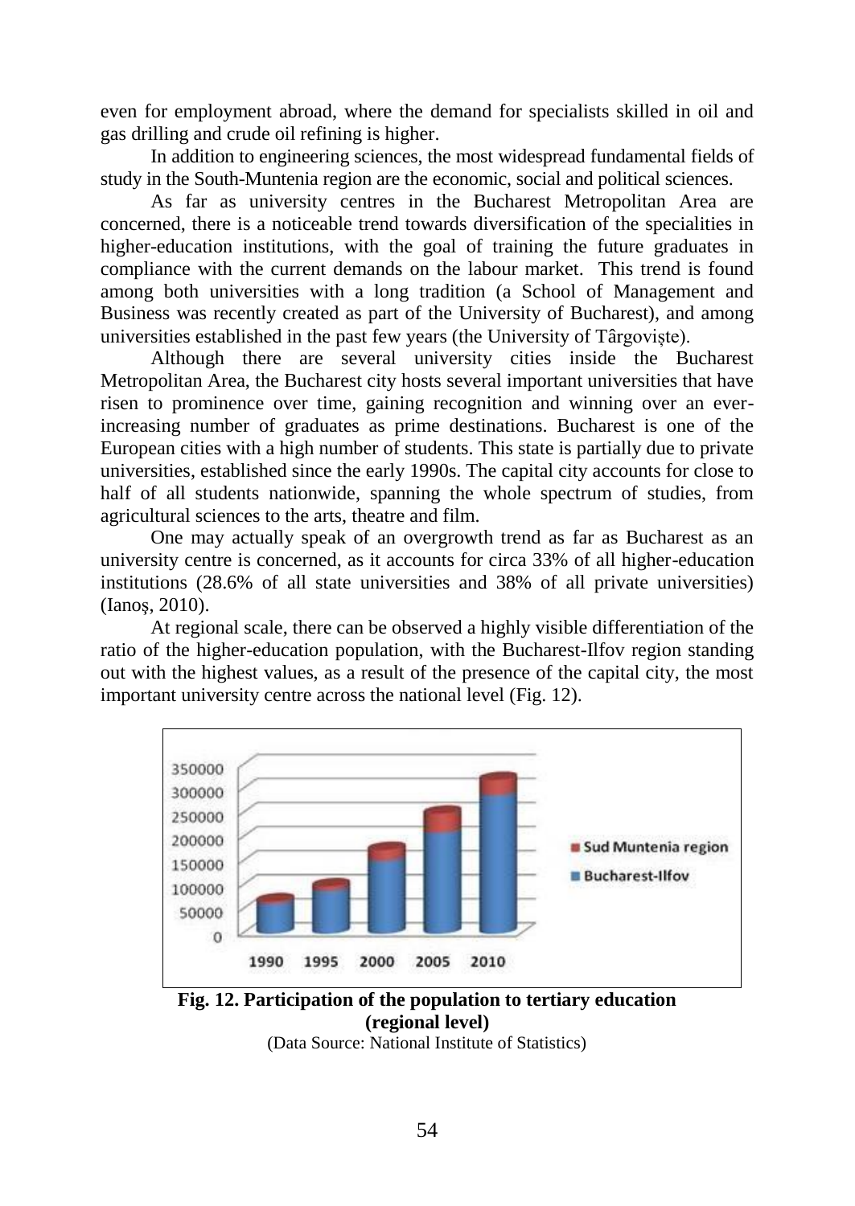even for employment abroad, where the demand for specialists skilled in oil and gas drilling and crude oil refining is higher.

In addition to engineering sciences, the most widespread fundamental fields of study in the South-Muntenia region are the economic, social and political sciences.

As far as university centres in the Bucharest Metropolitan Area are concerned, there is a noticeable trend towards diversification of the specialities in higher-education institutions, with the goal of training the future graduates in compliance with the current demands on the labour market. This trend is found among both universities with a long tradition (a School of Management and Business was recently created as part of the University of Bucharest), and among universities established in the past few years (the University of Târgoviște).

Although there are several university cities inside the Bucharest Metropolitan Area, the Bucharest city hosts several important universities that have risen to prominence over time, gaining recognition and winning over an ever-increasing number of graduates as prime destinations. Bucharest is one of the European cities with a high number of students. This state is partially due to private universities, established since the early 1990s. The capital city accounts for close to half of all students nationwide, spanning the whole spectrum of studies, from agricultural sciences to the arts, theatre and film.

One may actually speak of an overgrowth trend as far as Bucharest as an university centre is concerned, as it accounts for circa 33% of all higher-education institutions (28.6% of all state universities and 38% of all private universities) (Ianoş, 2010).

At regional scale, there can be observed a highly visible differentiation of the ratio of the higher-education population, with the Bucharest-Ilfov region standing out with the highest values, as a result of the presence of the capital city, the most important university centre across the national level (Fig. 12).

**Fig. 12. Participation of the population to tertiary education (regional level)**

(Data Source: National Institute of Statistics)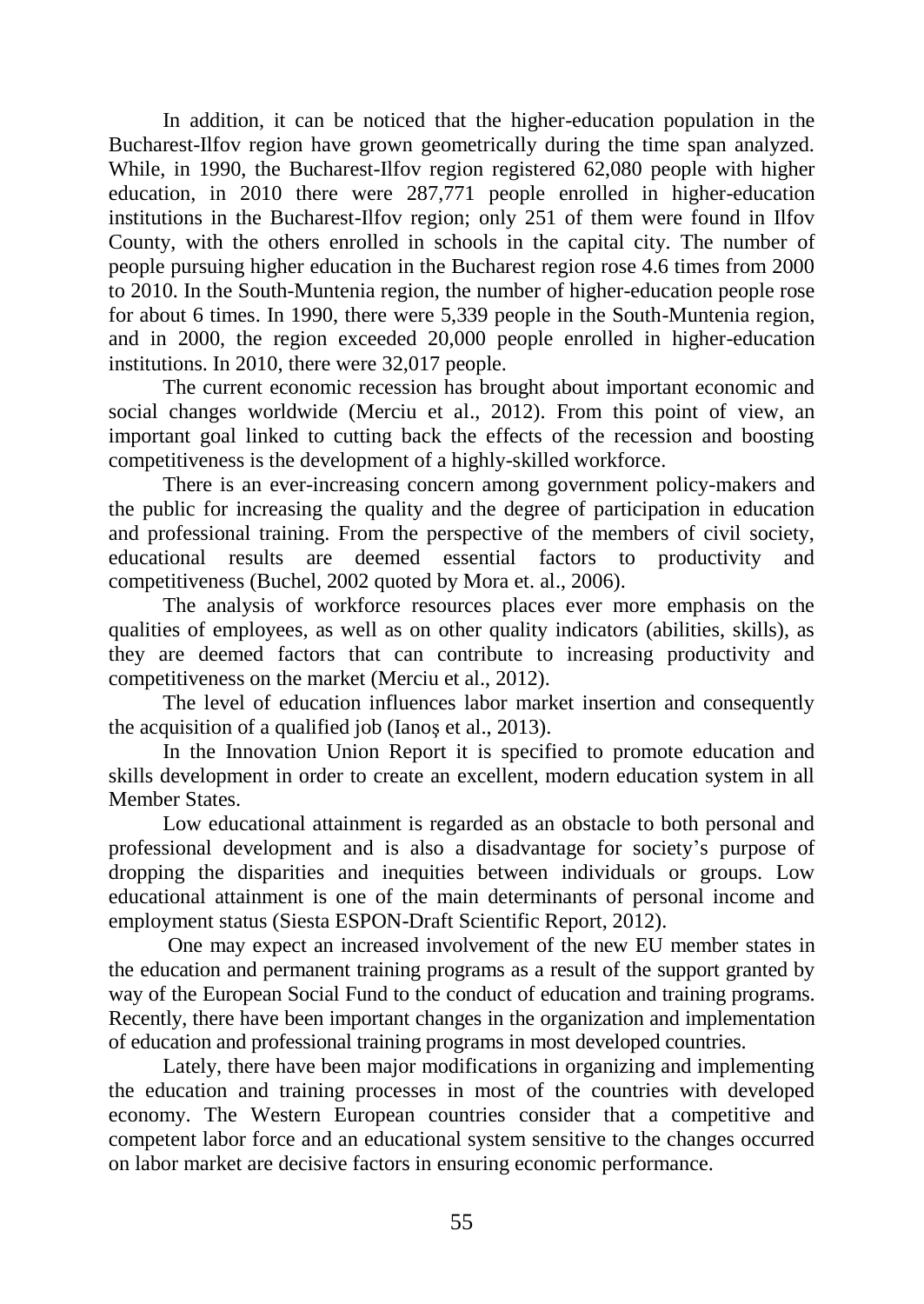In addition, it can be noticed that the higher-education population in the Bucharest-Ilfov region have grown geometrically during the time span analyzed. While, in 1990, the Bucharest-Ilfov region registered 62,080 people with higher education, in 2010 there were 287,771 people enrolled in higher-education institutions in the Bucharest-Ilfov region; only 251 of them were found in Ilfov County, with the others enrolled in schools in the capital city. The number of people pursuing higher education in the Bucharest region rose 4.6 times from 2000 to 2010. In the South-Muntenia region, the number of higher-education people rose for about 6 times. In 1990, there were 5,339 people in the South-Muntenia region, and in 2000, the region exceeded 20,000 people enrolled in higher-education institutions. In 2010, there were 32,017 people.

The current economic recession has brought about important economic and social changes worldwide (Merciu et al., 2012). From this point of view, an important goal linked to cutting back the effects of the recession and boosting competitiveness is the development of a highly-skilled workforce.

There is an ever-increasing concern among government policy-makers and the public for increasing the quality and the degree of participation in education and professional training. From the perspective of the members of civil society, educational results are deemed essential factors to productivity and competitiveness (Buchel, 2002 quoted by Mora et. al., 2006).

The analysis of workforce resources places ever more emphasis on the qualities of employees, as well as on other quality indicators (abilities, skills), as they are deemed factors that can contribute to increasing productivity and competitiveness on the market (Merciu et al., 2012).

The level of education influences labor market insertion and consequently the acquisition of a qualified job (Ianoş et al., 2013).

In the Innovation Union Report it is specified to promote education and skills development in order to create an excellent, modern education system in all Member States.

Low educational attainment is regarded as an obstacle to both personal and professional development and is also a disadvantage for society's purpose of dropping the disparities and inequities between individuals or groups. Low educational attainment is one of the main determinants of personal income and employment status (Siesta ESPON-Draft Scientific Report, 2012).

One may expect an increased involvement of the new EU member states in the education and permanent training programs as a result of the support granted by way of the European Social Fund to the conduct of education and training programs. Recently, there have been important changes in the organization and implementation of education and professional training programs in most developed countries.

Lately, there have been major modifications in organizing and implementing the education and training processes in most of the countries with developed economy. The Western European countries consider that a competitive and competent labor force and an educational system sensitive to the changes occurred on labor market are decisive factors in ensuring economic performance.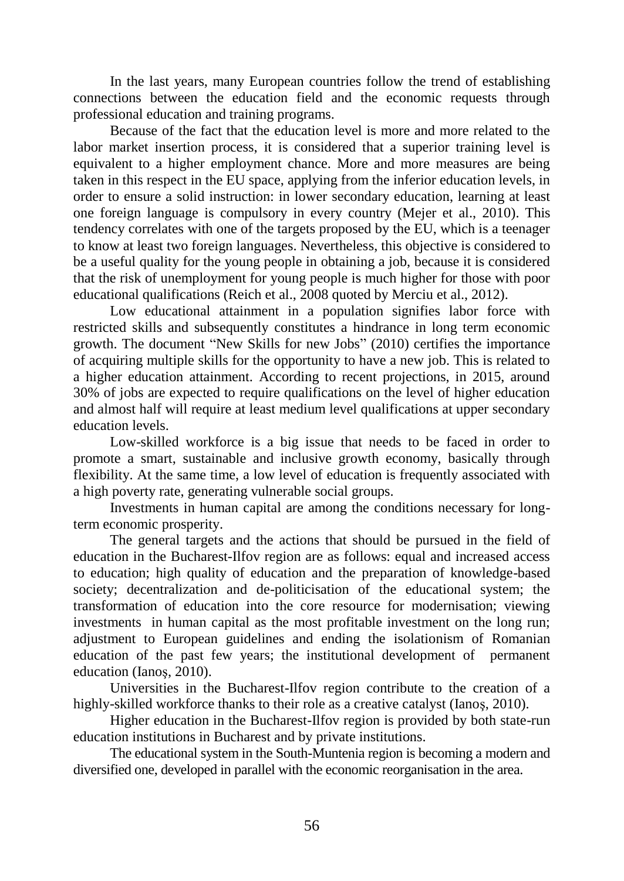In the last years, many European countries follow the trend of establishing connections between the education field and the economic requests through professional education and training programs.

Because of the fact that the education level is more and more related to the labor market insertion process, it is considered that a superior training level is equivalent to a higher employment chance. More and more measures are being taken in this respect in the EU space, applying from the inferior education levels, in order to ensure a solid instruction: in lower secondary education, learning at least one foreign language is compulsory in every country (Mejer et al., 2010). This tendency correlates with one of the targets proposed by the EU, which is a teenager to know at least two foreign languages. Nevertheless, this objective is considered to be a useful quality for the young people in obtaining a job, because it is considered that the risk of unemployment for young people is much higher for those with poor educational qualifications (Reich et al., 2008 quoted by Merciu et al., 2012).

Low educational attainment in a population signifies labor force with restricted skills and subsequently constitutes a hindrance in long term economic growth. The document "New Skills for new Jobs" (2010) certifies the importance of acquiring multiple skills for the opportunity to have a new job. This is related to a higher education attainment. According to recent projections, in 2015, around 30% of jobs are expected to require qualifications on the level of higher education and almost half will require at least medium level qualifications at upper secondary education levels.

Low-skilled workforce is a big issue that needs to be faced in order to promote a smart, sustainable and inclusive growth economy, basically through flexibility. At the same time, a low level of education is frequently associated with a high poverty rate, generating vulnerable social groups.

Investments in human capital are among the conditions necessary for long-term economic prosperity.

The general targets and the actions that should be pursued in the field of education in the Bucharest-Ilfov region are as follows: equal and increased access to education; high quality of education and the preparation of knowledge-based society; decentralization and de-politicisation of the educational system; the transformation of education into the core resource for modernisation; viewing investments in human capital as the most profitable investment on the long run; adjustment to European guidelines and ending the isolationism of Romanian education of the past few years; the institutional development of permanent education (Ianoş, 2010).

Universities in the Bucharest-Ilfov region contribute to the creation of a highly-skilled workforce thanks to their role as a creative catalyst (Ianoş, 2010).

Higher education in the Bucharest-Ilfov region is provided by both state-run education institutions in Bucharest and by private institutions.

The educational system in the South-Muntenia region is becoming a modern and diversified one, developed in parallel with the economic reorganisation in the area.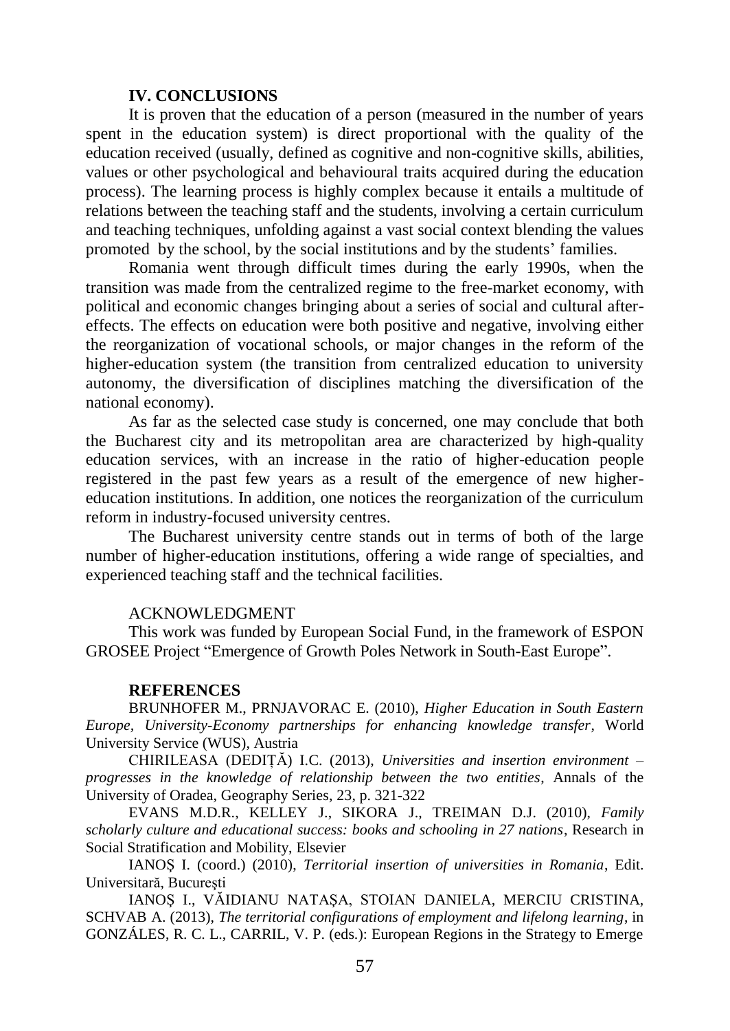## IV. CONCLUSIONS

It is proven that the education of a person (measured in the number of years spent in the education system) is direct proportional with the quality of the education received (usually, defined as cognitive and non-cognitive skills, abilities, values or other psychological and behavioural traits acquired during the education process). The learning process is highly complex because it entails a multitude of relations between the teaching staff and the students, involving a certain curriculum and teaching techniques, unfolding against a vast social context blending the values promoted by the school, by the social institutions and by the students' families.

Romania went through difficult times during the early 1990s, when the transition was made from the centralized regime to the free-market economy, with political and economic changes bringing about a series of social and cultural after-effects. The effects on education were both positive and negative, involving either the reorganization of vocational schools, or major changes in the reform of the higher-education system (the transition from centralized education to university autonomy, the diversification of disciplines matching the diversification of the national economy).

As far as the selected case study is concerned, one may conclude that both the Bucharest city and its metropolitan area are characterized by high-quality education services, with an increase in the ratio of higher-education people registered in the past few years as a result of the emergence of new higher-education institutions. In addition, one notices the reorganization of the curriculum reform in industry-focused university centres.

The Bucharest university centre stands out in terms of both of the large number of higher-education institutions, offering a wide range of specialties, and experienced teaching staff and the technical facilities.

ACKNOWLEDGMENT

This work was funded by European Social Fund, in the framework of ESPON GROSEE Project "Emergence of Growth Poles Network in South-East Europe".

## REFERENCES

BRUNHOFER M., PRNJAVORAC E. (2010), *Higher Education in South Eastern Europe, University-Economy partnerships for enhancing knowledge transfer*, World University Service (WUS), Austria

CHIRILEASA (DEDIȚĂ) I.C. (2013), *Universities and insertion environment – progresses in the knowledge of relationship between the two entities*, Annals of the University of Oradea, Geography Series, 23, p. 321-322

EVANS M.D.R., KELLEY J., SIKORA J., TREIMAN D.J. (2010), *Family scholarly culture and educational success: books and schooling in 27 nations*, Research in Social Stratification and Mobility, Elsevier

IANOȘ I. (coord.) (2010), *Territorial insertion of universities in Romania*, Edit. Universitară, București

IANOȘ I., VĂIDIANU NATAȘA, STOIAN DANIELA, MERCIU CRISTINA, SCHVAB A. (2013), *The territorial configurations of employment and lifelong learning*, in GONZÁLES, R. C. L., CARRIL, V. P. (eds.): European Regions in the Strategy to Emerge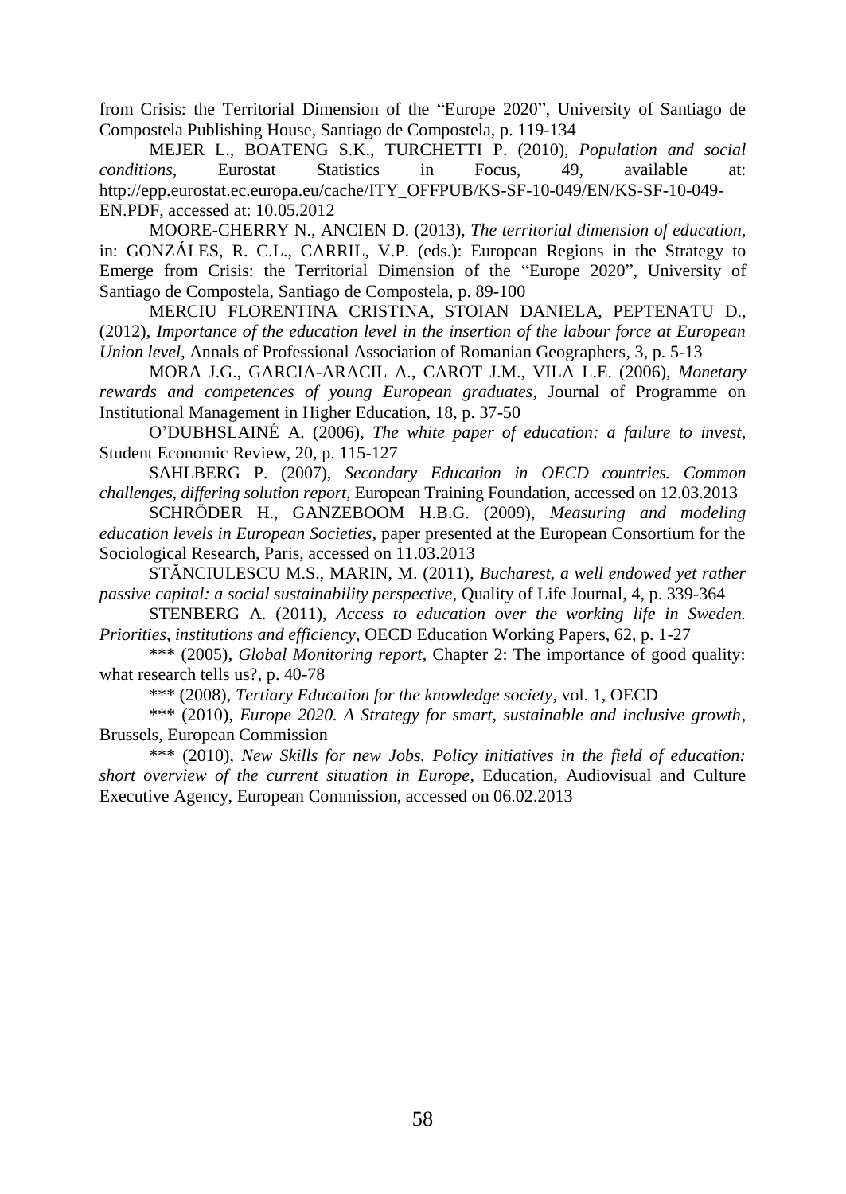from Crisis: the Territorial Dimension of the "Europe 2020", University of Santiago de Compostela Publishing House, Santiago de Compostela, p. 119-134

MEJER L., BOATENG S.K., TURCHETTI P. (2010), *Population and social conditions*, Eurostat Statistics in Focus, 49, available at: http://epp.eurostat.ec.europa.eu/cache/ITY_OFFPUB/KS-SF-10-049/EN/KS-SF-10-049-EN.PDF, accessed at: 10.05.2012

MOORE-CHERRY N., ANCIEN D. (2013), *The territorial dimension of education*, in: GONZÁLES, R. C.L., CARRIL, V.P. (eds.): European Regions in the Strategy to Emerge from Crisis: the Territorial Dimension of the "Europe 2020", University of Santiago de Compostela, Santiago de Compostela, p. 89-100

MERCIU FLORENTINA CRISTINA, STOIAN DANIELA, PEPTENATU D., (2012), *Importance of the education level in the insertion of the labour force at European Union level*, Annals of Professional Association of Romanian Geographers, 3, p. 5-13

MORA J.G., GARCIA-ARACIL A., CAROT J.M., VILA L.E. (2006), *Monetary rewards and competences of young European graduates*, Journal of Programme on Institutional Management in Higher Education, 18, p. 37-50

O'DUBHSLAINÉ A. (2006), *The white paper of education: a failure to invest*, Student Economic Review, 20, p. 115-127

SAHLBERG P. (2007), *Secondary Education in OECD countries. Common challenges, differing solution report*, European Training Foundation, accessed on 12.03.2013

SCHRÖDER H., GANZEBOOM H.B.G. (2009), *Measuring and modeling education levels in European Societies*, paper presented at the European Consortium for the Sociological Research, Paris, accessed on 11.03.2013

STĂNCIULESCU M.S., MARIN, M. (2011), *Bucharest, a well endowed yet rather passive capital: a social sustainability perspective*, Quality of Life Journal, 4, p. 339-364

STENBERG A. (2011), *Access to education over the working life in Sweden. Priorities, institutions and efficiency*, OECD Education Working Papers, 62, p. 1-27

*** (2005), *Global Monitoring report*, Chapter 2: The importance of good quality: what research tells us?, p. 40-78

*** (2008), *Tertiary Education for the knowledge society*, vol. 1, OECD

*** (2010), *Europe 2020. A Strategy for smart, sustainable and inclusive growth*, Brussels, European Commission

*** (2010), *New Skills for new Jobs. Policy initiatives in the field of education: short overview of the current situation in Europe*, Education, Audiovisual and Culture Executive Agency, European Commission, accessed on 06.02.2013